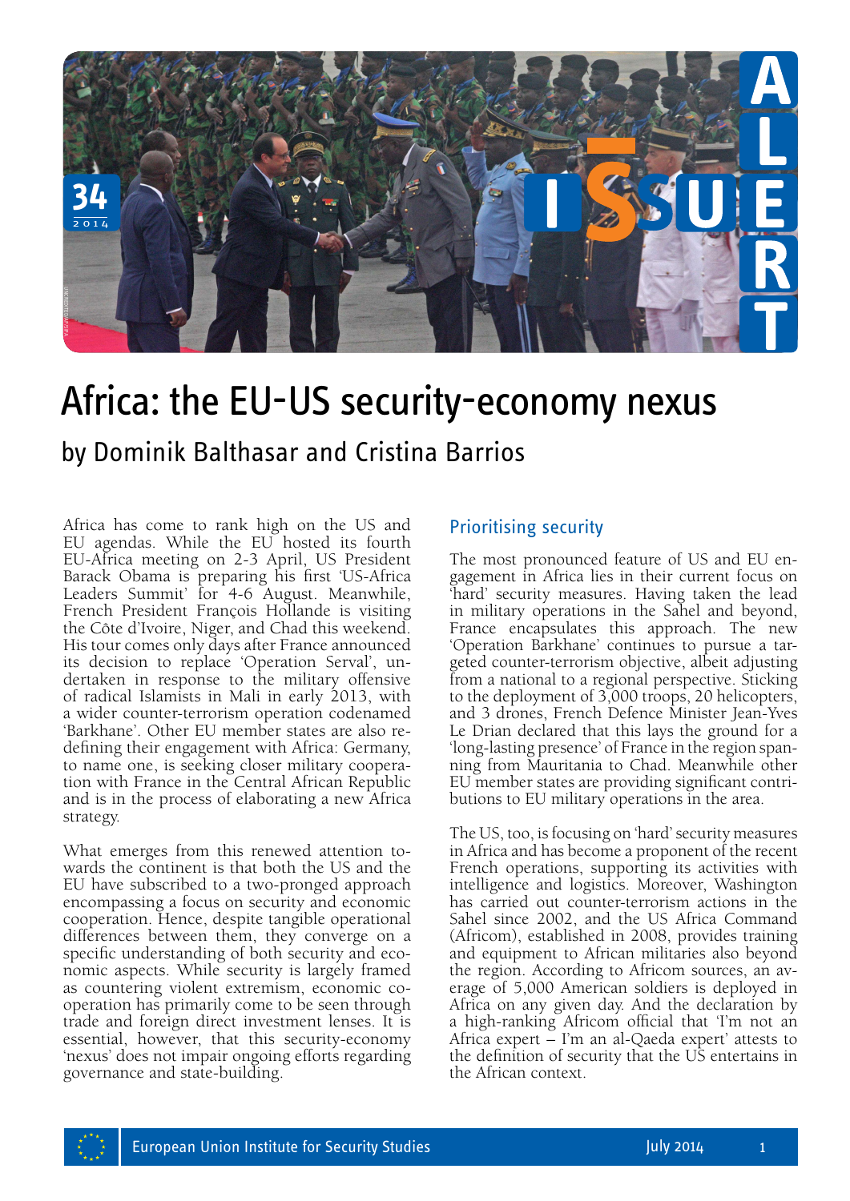# Africa: the EU-US security-economy nexus

## by Dominik Balthasar and Cristina Barrios

Africa has come to rank high on the US and EU agendas. While the EU hosted its fourth EU-Africa meeting on 2-3 April, US President Barack Obama is preparing his first 'US-Africa Leaders Summit' for 4-6 August. Meanwhile, French President François Hollande is visiting the Côte d'Ivoire, Niger, and Chad this weekend. His tour comes only days after France announced its decision to replace 'Operation Serval', undertaken in response to the military offensive of radical Islamists in Mali in early 2013, with a wider counter-terrorism operation codenamed 'Barkhane'. Other EU member states are also redefining their engagement with Africa: Germany, to name one, is seeking closer military cooperation with France in the Central African Republic and is in the process of elaborating a new Africa strategy.

What emerges from this renewed attention towards the continent is that both the US and the EU have subscribed to a two-pronged approach encompassing a focus on security and economic cooperation. Hence, despite tangible operational differences between them, they converge on a specific understanding of both security and economic aspects. While security is largely framed as countering violent extremism, economic cooperation has primarily come to be seen through trade and foreign direct investment lenses. It is essential, however, that this security-economy 'nexus' does not impair ongoing efforts regarding governance and state-building.

### Prioritising security

The most pronounced feature of US and EU engagement in Africa lies in their current focus on 'hard' security measures. Having taken the lead in military operations in the Sahel and beyond, France encapsulates this approach. The new 'Operation Barkhane' continues to pursue a targeted counter-terrorism objective, albeit adjusting from a national to a regional perspective. Sticking to the deployment of 3,000 troops, 20 helicopters, and 3 drones, French Defence Minister Jean-Yves Le Drian declared that this lays the ground for a 'long-lasting presence' of France in the region spanning from Mauritania to Chad. Meanwhile other EU member states are providing significant contributions to EU military operations in the area.

The US, too, is focusing on 'hard' security measures in Africa and has become a proponent of the recent French operations, supporting its activities with intelligence and logistics. Moreover, Washington has carried out counter-terrorism actions in the Sahel since 2002, and the US Africa Command (Africom), established in 2008, provides training and equipment to African militaries also beyond the region. According to Africom sources, an average of 5,000 American soldiers is deployed in Africa on any given day. And the declaration by a high-ranking Africom official that 'I'm not an Africa expert – I'm an al-Qaeda expert' attests to the definition of security that the US entertains in the African context.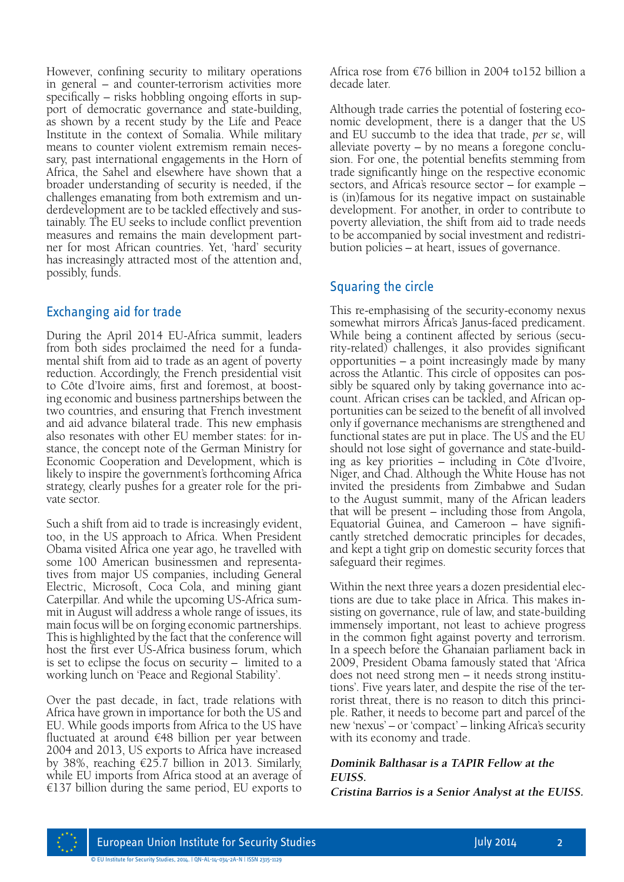However, confining security to military operations in general – and counter-terrorism activities more specifically – risks hobbling ongoing efforts in support of democratic governance and state-building, as shown by a recent study by the Life and Peace Institute in the context of Somalia. While military means to counter violent extremism remain necessary, past international engagements in the Horn of Africa, the Sahel and elsewhere have shown that a broader understanding of security is needed, if the challenges emanating from both extremism and underdevelopment are to be tackled effectively and sustainably. The EU seeks to include conflict prevention measures and remains the main development partner for most African countries. Yet, 'hard' security has increasingly attracted most of the attention and, possibly, funds.

## Exchanging aid for trade

During the April 2014 EU-Africa summit, leaders from both sides proclaimed the need for a fundamental shift from aid to trade as an agent of poverty reduction. Accordingly, the French presidential visit to Côte d'Ivoire aims, first and foremost, at boosting economic and business partnerships between the two countries, and ensuring that French investment and aid advance bilateral trade. This new emphasis also resonates with other EU member states: for instance, the concept note of the German Ministry for Economic Cooperation and Development, which is likely to inspire the government's forthcoming Africa strategy, clearly pushes for a greater role for the private sector.

Such a shift from aid to trade is increasingly evident, too, in the US approach to Africa. When President Obama visited Africa one year ago, he travelled with some 100 American businessmen and representatives from major US companies, including General Electric, Microsoft, Coca Cola, and mining giant Caterpillar. And while the upcoming US-Africa summit in August will address a whole range of issues, its main focus will be on forging economic partnerships. This is highlighted by the fact that the conference will host the first ever US-Africa business forum, which is set to eclipse the focus on security – limited to a working lunch on 'Peace and Regional Stability'.

Over the past decade, in fact, trade relations with Africa have grown in importance for both the US and EU. While goods imports from Africa to the US have fluctuated at around €48 billion per year between 2004 and 2013, US exports to Africa have increased by 38%, reaching €25.7 billion in 2013. Similarly, while EU imports from Africa stood at an average of €137 billion during the same period, EU exports to Africa rose from €76 billion in 2004 to152 billion a decade later.

Although trade carries the potential of fostering economic development, there is a danger that the US and EU succumb to the idea that trade, *per se*, will alleviate poverty – by no means a foregone conclusion. For one, the potential benefits stemming from trade significantly hinge on the respective economic sectors, and Africa's resource sector – for example – is (in)famous for its negative impact on sustainable development. For another, in order to contribute to poverty alleviation, the shift from aid to trade needs to be accompanied by social investment and redistribution policies – at heart, issues of governance.

## Squaring the circle

This re-emphasising of the security-economy nexus somewhat mirrors Africa's Janus-faced predicament. While being a continent affected by serious (security-related) challenges, it also provides significant opportunities – a point increasingly made by many across the Atlantic. This circle of opposites can possibly be squared only by taking governance into account. African crises can be tackled, and African opportunities can be seized to the benefit of all involved only if governance mechanisms are strengthened and functional states are put in place. The US and the EU should not lose sight of governance and state-building as key priorities – including in Côte d'Ivoire, Niger, and Chad. Although the White House has not invited the presidents from Zimbabwe and Sudan to the August summit, many of the African leaders that will be present – including those from Angola, Equatorial Guinea, and Cameroon – have significantly stretched democratic principles for decades, and kept a tight grip on domestic security forces that safeguard their regimes.

Within the next three years a dozen presidential elections are due to take place in Africa. This makes insisting on governance, rule of law, and state-building immensely important, not least to achieve progress in the common fight against poverty and terrorism. In a speech before the Ghanaian parliament back in 2009, President Obama famously stated that 'Africa does not need strong men – it needs strong institutions'. Five years later, and despite the rise of the terrorist threat, there is no reason to ditch this principle. Rather, it needs to become part and parcel of the new 'nexus' – or 'compact' – linking Africa's security with its economy and trade.

***Dominik Balthasar is a TAPIR Fellow at the EUISS.***

***Cristina Barrios is a Senior Analyst at the EUISS.***

© EU Institute for Security Studies, 2014. | QN-AL-14-034-2A-N | ISSN 2315-1129